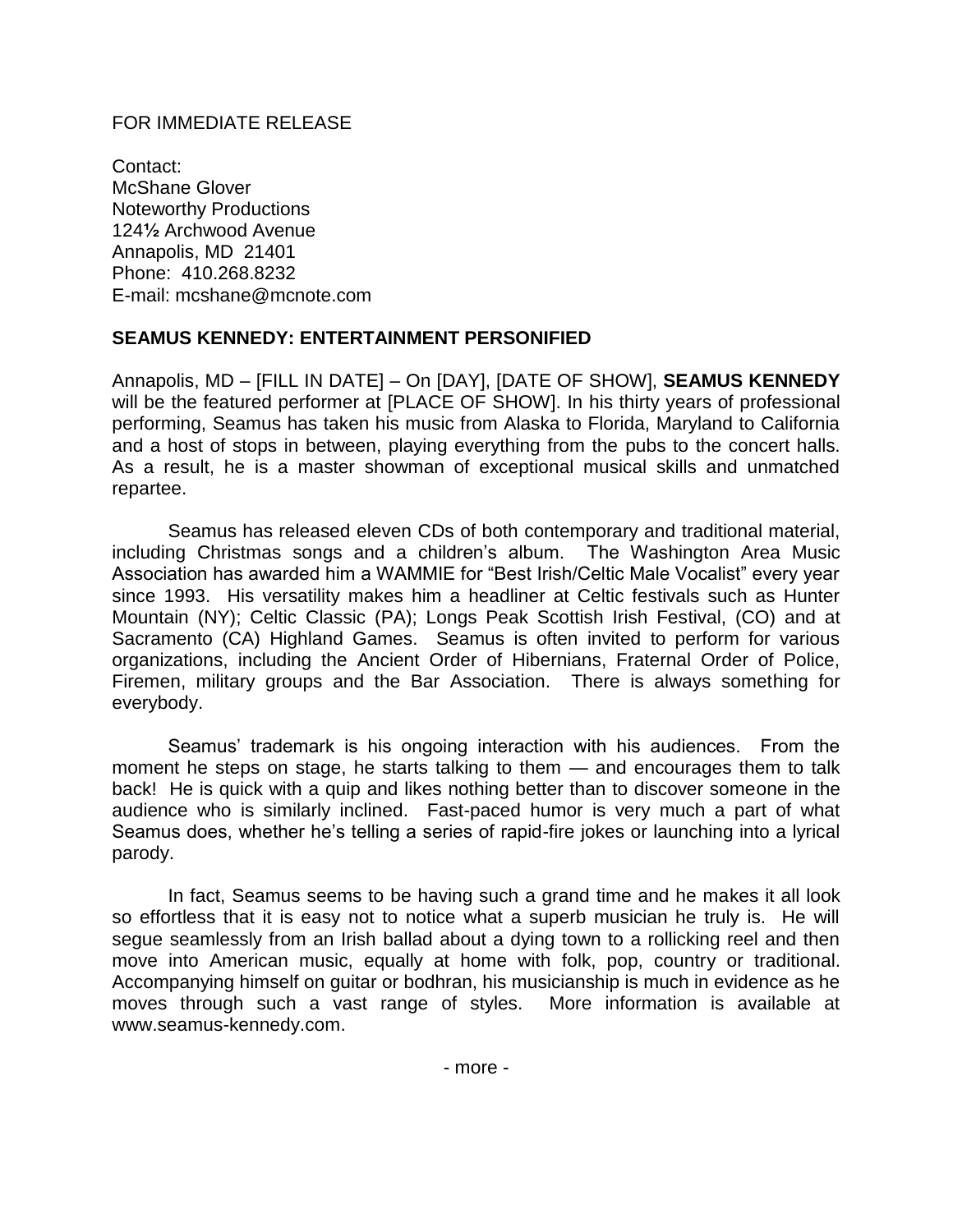FOR IMMEDIATE RELEASE

Contact:
McShane Glover
Noteworthy Productions
124½ Archwood Avenue
Annapolis, MD 21401
Phone: 410.268.8232
E-mail: mcshane@mcnote.com

**SEAMUS KENNEDY: ENTERTAINMENT PERSONIFIED**

Annapolis, MD – [FILL IN DATE] – On [DAY], [DATE OF SHOW], **SEAMUS KENNEDY** will be the featured performer at [PLACE OF SHOW]. In his thirty years of professional performing, Seamus has taken his music from Alaska to Florida, Maryland to California and a host of stops in between, playing everything from the pubs to the concert halls. As a result, he is a master showman of exceptional musical skills and unmatched repartee.

Seamus has released eleven CDs of both contemporary and traditional material, including Christmas songs and a children's album. The Washington Area Music Association has awarded him a WAMMIE for "Best Irish/Celtic Male Vocalist" every year since 1993. His versatility makes him a headliner at Celtic festivals such as Hunter Mountain (NY); Celtic Classic (PA); Longs Peak Scottish Irish Festival, (CO) and at Sacramento (CA) Highland Games. Seamus is often invited to perform for various organizations, including the Ancient Order of Hibernians, Fraternal Order of Police, Firemen, military groups and the Bar Association. There is always something for everybody.

Seamus' trademark is his ongoing interaction with his audiences. From the moment he steps on stage, he starts talking to them — and encourages them to talk back! He is quick with a quip and likes nothing better than to discover someone in the audience who is similarly inclined. Fast-paced humor is very much a part of what Seamus does, whether he's telling a series of rapid-fire jokes or launching into a lyrical parody.

In fact, Seamus seems to be having such a grand time and he makes it all look so effortless that it is easy not to notice what a superb musician he truly is. He will segue seamlessly from an Irish ballad about a dying town to a rollicking reel and then move into American music, equally at home with folk, pop, country or traditional. Accompanying himself on guitar or bodhran, his musicianship is much in evidence as he moves through such a vast range of styles. More information is available at www.seamus-kennedy.com.

- more -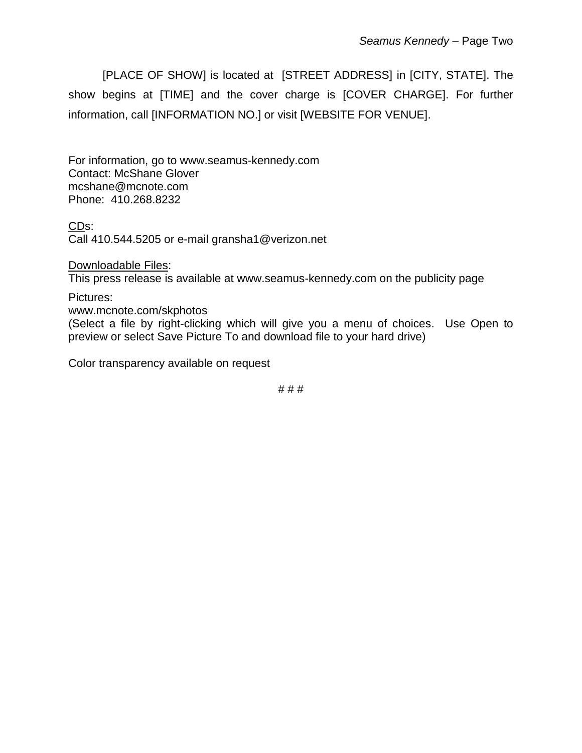[PLACE OF SHOW] is located at [STREET ADDRESS] in [CITY, STATE]. The show begins at [TIME] and the cover charge is [COVER CHARGE]. For further information, call [INFORMATION NO.] or visit [WEBSITE FOR VENUE].

For information, go to www.seamus-kennedy.com
Contact: McShane Glover
mcshane@mcnote.com
Phone: 410.268.8232

<u>CDs</u>:
Call 410.544.5205 or e-mail gransha1@verizon.net

<u>Downloadable Files</u>:
This press release is available at www.seamus-kennedy.com on the publicity page

Pictures:
www.mcnote.com/skphotos
(Select a file by right-clicking which will give you a menu of choices. Use Open to preview or select Save Picture To and download file to your hard drive)

Color transparency available on request

# # #